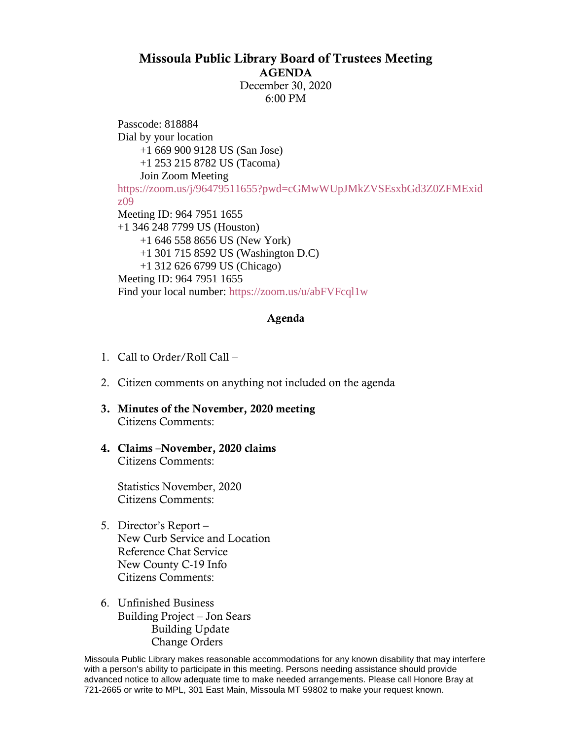# Missoula Public Library Board of Trustees Meeting

## AGENDA

December 30, 2020
6:00 PM

Passcode: 818884
Dial by your location
+1 669 900 9128 US (San Jose)
+1 253 215 8782 US (Tacoma)
Join Zoom Meeting
https://zoom.us/j/96479511655?pwd=cGMwWUpJMkZVSEsxbGd3Z0ZFMExidz09
Meeting ID: 964 7951 1655
+1 346 248 7799 US (Houston)
+1 646 558 8656 US (New York)
+1 301 715 8592 US (Washington D.C)
+1 312 626 6799 US (Chicago)
Meeting ID: 964 7951 1655
Find your local number: https://zoom.us/u/abFVFcql1w

## Agenda

1. Call to Order/Roll Call –

2. Citizen comments on anything not included on the agenda

3. **Minutes of the November, 2020 meeting**
   Citizens Comments:

4. **Claims –November, 2020 claims**
   Citizens Comments:

   Statistics November, 2020
   Citizens Comments:

5. Director's Report –
   New Curb Service and Location
   Reference Chat Service
   New County C-19 Info
   Citizens Comments:

6. Unfinished Business
   Building Project – Jon Sears
   - Building Update
   - Change Orders

Missoula Public Library makes reasonable accommodations for any known disability that may interfere with a person's ability to participate in this meeting. Persons needing assistance should provide advanced notice to allow adequate time to make needed arrangements. Please call Honore Bray at 721-2665 or write to MPL, 301 East Main, Missoula MT 59802 to make your request known.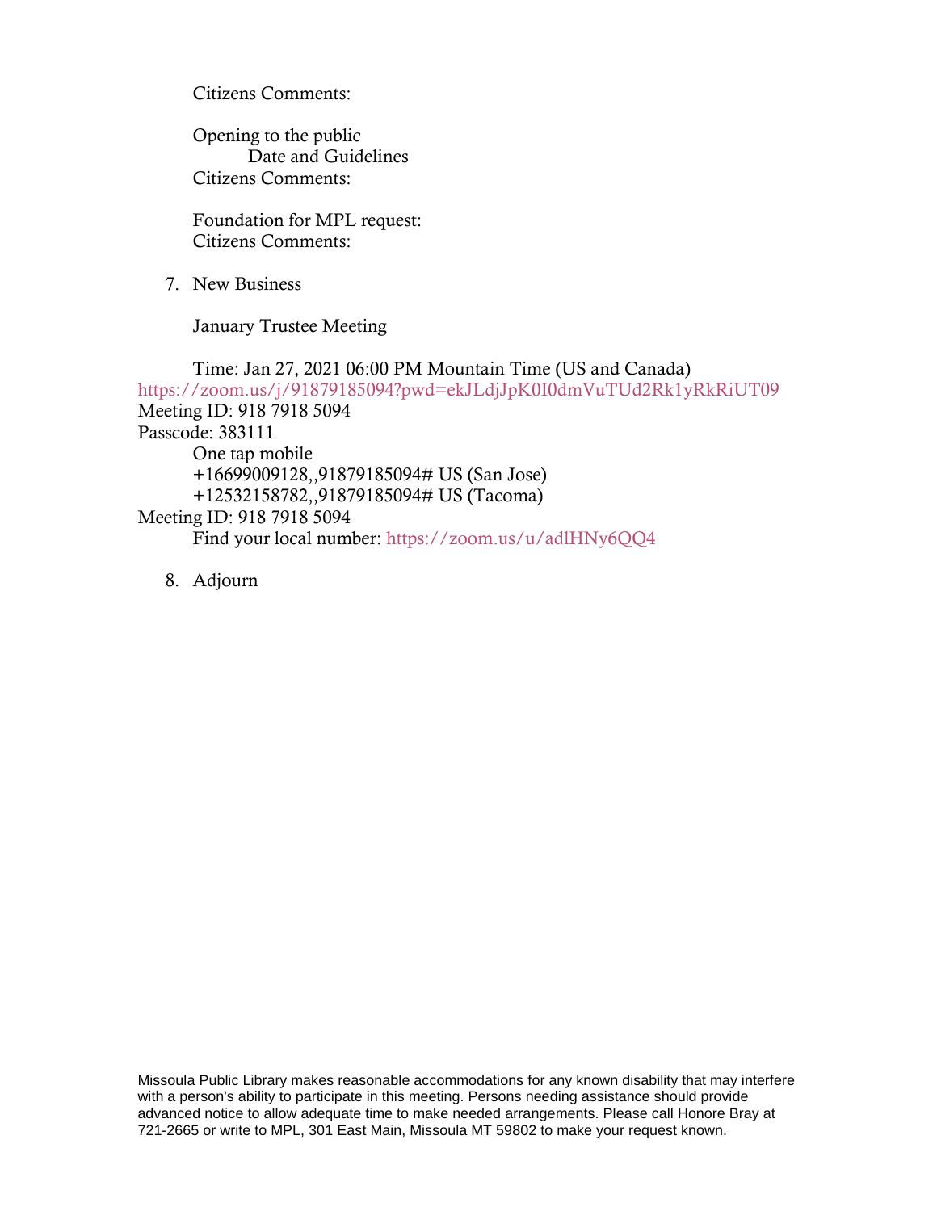Citizens Comments:

Opening to the public
Date and Guidelines
Citizens Comments:

Foundation for MPL request:
Citizens Comments:

7. New Business

   January Trustee Meeting

   Time: Jan 27, 2021 06:00 PM Mountain Time (US and Canada)

https://zoom.us/j/91879185094?pwd=ekJLdjJpK0I0dmVuTUd2Rk1yRkRiUT09
Meeting ID: 918 7918 5094
Passcode: 383111
One tap mobile
+16699009128,,91879185094# US (San Jose)
+12532158782,,91879185094# US (Tacoma)
Meeting ID: 918 7918 5094
Find your local number: https://zoom.us/u/adlHNy6QQ4

8. Adjourn

Missoula Public Library makes reasonable accommodations for any known disability that may interfere with a person's ability to participate in this meeting. Persons needing assistance should provide advanced notice to allow adequate time to make needed arrangements. Please call Honore Bray at 721-2665 or write to MPL, 301 East Main, Missoula MT 59802 to make your request known.